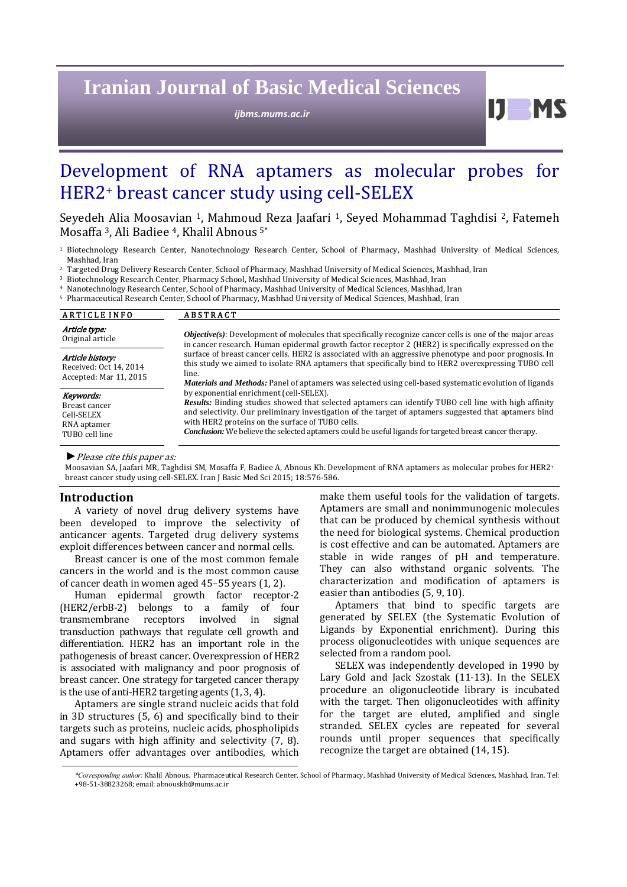# Development of RNA aptamers as molecular probes for HER2+ breast cancer study using cell-SELEX

Seyedeh Alia Moosavian [1], Mahmoud Reza Jaafari [1], Seyed Mohammad Taghdisi [2], Fatemeh Mosaffa [3], Ali Badiee [4], Khalil Abnous [5*]

[1] Biotechnology Research Center, Nanotechnology Research Center, School of Pharmacy, Mashhad University of Medical Sciences, Mashhad, Iran
[2] Targeted Drug Delivery Research Center, School of Pharmacy, Mashhad University of Medical Sciences, Mashhad, Iran
[3] Biotechnology Research Center, Pharmacy School, Mashhad University of Medical Sciences, Mashhad, Iran
[4] Nanotechnology Research Center, School of Pharmacy, Mashhad University of Medical Sciences, Mashhad, Iran
[5] Pharmaceutical Research Center, School of Pharmacy, Mashhad University of Medical Sciences, Mashhad, Iran

**ARTICLE INFO**

*Article type:*
Original article

*Article history:*
Received: Oct 14, 2014
Accepted: Mar 11, 2015

*Keywords:*
Breast cancer
Cell-SELEX
RNA aptamer
TUBO cell line

**ABSTRACT**

***Objective(s)***: Development of molecules that specifically recognize cancer cells is one of the major areas in cancer research. Human epidermal growth factor receptor 2 (HER2) is specifically expressed on the surface of breast cancer cells. HER2 is associated with an aggressive phenotype and poor prognosis. In this study we aimed to isolate RNA aptamers that specifically bind to HER2 overexpressing TUBO cell line.

***Materials and Methods:*** Panel of aptamers was selected using cell-based systematic evolution of ligands by exponential enrichment (cell-SELEX).

***Results:*** Binding studies showed that selected aptamers can identify TUBO cell line with high affinity and selectivity. Our preliminary investigation of the target of aptamers suggested that aptamers bind with HER2 proteins on the surface of TUBO cells.

***Conclusion:*** We believe the selected aptamers could be useful ligands for targeted breast cancer therapy.

► *Please cite this paper as:*
Moosavian SA, Jaafari MR, Taghdisi SM, Mosaffa F, Badiee A, Abnous Kh. Development of RNA aptamers as molecular probes for HER2+ breast cancer study using cell-SELEX. Iran J Basic Med Sci 2015; 18:576-586.

## Introduction

A variety of novel drug delivery systems have been developed to improve the selectivity of anticancer agents. Targeted drug delivery systems exploit differences between cancer and normal cells.

Breast cancer is one of the most common female cancers in the world and is the most common cause of cancer death in women aged 45–55 years (1, 2).

Human epidermal growth factor receptor-2 (HER2/erbB-2) belongs to a family of four transmembrane receptors involved in signal transduction pathways that regulate cell growth and differentiation. HER2 has an important role in the pathogenesis of breast cancer. Overexpression of HER2 is associated with malignancy and poor prognosis of breast cancer. One strategy for targeted cancer therapy is the use of anti-HER2 targeting agents (1, 3, 4).

Aptamers are single strand nucleic acids that fold in 3D structures (5, 6) and specifically bind to their targets such as proteins, nucleic acids, phospholipids and sugars with high affinity and selectivity (7, 8). Aptamers offer advantages over antibodies, which make them useful tools for the validation of targets. Aptamers are small and nonimmunogenic molecules that can be produced by chemical synthesis without the need for biological systems. Chemical production is cost effective and can be automated. Aptamers are stable in wide ranges of pH and temperature. They can also withstand organic solvents. The characterization and modification of aptamers is easier than antibodies (5, 9, 10).

Aptamers that bind to specific targets are generated by SELEX (the Systematic Evolution of Ligands by Exponential enrichment). During this process oligonucleotides with unique sequences are selected from a random pool.

SELEX was independently developed in 1990 by Lary Gold and Jack Szostak (11-13). In the SELEX procedure an oligonucleotide library is incubated with the target. Then oligonucleotides with affinity for the target are eluted, amplified and single stranded. SELEX cycles are repeated for several rounds until proper sequences that specifically recognize the target are obtained (14, 15).

*\*Corresponding author:* Khalil Abnous. Pharmaceutical Research Center, School of Pharmacy, Mashhad University of Medical Sciences, Mashhad, Iran. Tel: +98-51-38823268; email: abnouskh@mums.ac.ir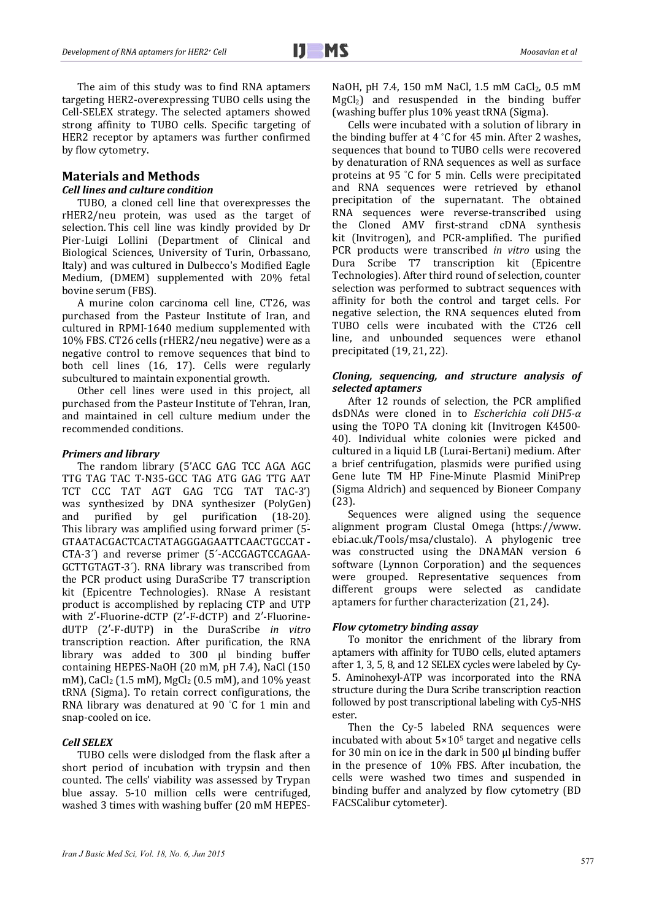The aim of this study was to find RNA aptamers targeting HER2-overexpressing TUBO cells using the Cell-SELEX strategy. The selected aptamers showed strong affinity to TUBO cells. Specific targeting of HER2 receptor by aptamers was further confirmed by flow cytometry.

## Materials and Methods

### *Cell lines and culture condition*

TUBO, a cloned cell line that overexpresses the rHER2/neu protein, was used as the target of selection. This cell line was kindly provided by Dr Pier-Luigi Lollini (Department of Clinical and Biological Sciences, University of Turin, Orbassano, Italy) and was cultured in Dulbecco's Modified Eagle Medium, (DMEM) supplemented with 20% fetal bovine serum (FBS).

A murine colon carcinoma cell line, CT26, was purchased from the Pasteur Institute of Iran, and cultured in RPMI-1640 medium supplemented with 10% FBS. CT26 cells (rHER2/neu negative) were as a negative control to remove sequences that bind to both cell lines (16, 17). Cells were regularly subcultured to maintain exponential growth.

Other cell lines were used in this project, all purchased from the Pasteur Institute of Tehran, Iran, and maintained in cell culture medium under the recommended conditions.

### *Primers and library*

The random library (5'ACC GAG TCC AGA AGC TTG TAG TAC T-N35-GCC TAG ATG GAG TTG AAT TCT CCC TAT AGT GAG TCG TAT TAC-3') was synthesized by DNA synthesizer (PolyGen) and purified by gel purification (18-20). This library was amplified using forward primer (5-GTAATACGACTCACTATAGGGAGAATTCAACTGCCAT - CTA-3´) and reverse primer (5´-ACCGAGTCCAGAA-GCTTGTAGT-3´). RNA library was transcribed from the PCR product using DuraScribe T7 transcription kit (Epicentre Technologies). RNase A resistant product is accomplished by replacing CTP and UTP with 2′-Fluorine-dCTP (2′-F-dCTP) and 2′-Fluorine-dUTP (2′-F-dUTP) in the DuraScribe *in vitro* transcription reaction. After purification, the RNA library was added to 300 µl binding buffer containing HEPES-NaOH (20 mM, pH 7.4), NaCl (150 mM), $CaCl_2$ (1.5 mM), $MgCl_2$ (0.5 mM), and 10% yeast tRNA (Sigma). To retain correct configurations, the RNA library was denatured at 90 ˚C for 1 min and snap-cooled on ice.

### *Cell SELEX*

TUBO cells were dislodged from the flask after a short period of incubation with trypsin and then counted. The cells' viability was assessed by Trypan blue assay. 5-10 million cells were centrifuged, washed 3 times with washing buffer (20 mM HEPES-NaOH, pH 7.4, 150 mM NaCl, 1.5 mM $CaCl_2$, 0.5 mM $MgCl_2$) and resuspended in the binding buffer (washing buffer plus 10% yeast tRNA (Sigma).

Cells were incubated with a solution of library in the binding buffer at 4 ˚C for 45 min. After 2 washes, sequences that bound to TUBO cells were recovered by denaturation of RNA sequences as well as surface proteins at 95 ˚C for 5 min. Cells were precipitated and RNA sequences were retrieved by ethanol precipitation of the supernatant. The obtained RNA sequences were reverse-transcribed using the Cloned AMV first-strand cDNA synthesis kit (Invitrogen), and PCR-amplified. The purified PCR products were transcribed *in vitro* using the Dura Scribe T7 transcription kit (Epicentre Technologies). After third round of selection, counter selection was performed to subtract sequences with affinity for both the control and target cells. For negative selection, the RNA sequences eluted from TUBO cells were incubated with the CT26 cell line, and unbounded sequences were ethanol precipitated (19, 21, 22).

### *Cloning, sequencing, and structure analysis of selected aptamers*

After 12 rounds of selection, the PCR amplified dsDNAs were cloned in to *Escherichia coli DH5-α* using the TOPO TA cloning kit (Invitrogen K4500-40). Individual white colonies were picked and cultured in a liquid LB (Lurai-Bertani) medium. After a brief centrifugation, plasmids were purified using Gene lute TM HP Fine-Minute Plasmid MiniPrep (Sigma Aldrich) and sequenced by Bioneer Company (23).

Sequences were aligned using the sequence alignment program Clustal Omega (https://www.ebi.ac.uk/Tools/msa/clustalo). A phylogenic tree was constructed using the DNAMAN version 6 software (Lynnon Corporation) and the sequences were grouped. Representative sequences from different groups were selected as candidate aptamers for further characterization (21, 24).

### *Flow cytometry binding assay*

To monitor the enrichment of the library from aptamers with affinity for TUBO cells, eluted aptamers after 1, 3, 5, 8, and 12 SELEX cycles were labeled by Cy-5. Aminohexyl-ATP was incorporated into the RNA structure during the Dura Scribe transcription reaction followed by post transcriptional labeling with Cy5-NHS ester.

Then the Cy-5 labeled RNA sequences were incubated with about $5 \times 10^5$ target and negative cells for 30 min on ice in the dark in 500 µl binding buffer in the presence of 10% FBS. After incubation, the cells were washed two times and suspended in binding buffer and analyzed by flow cytometry (BD FACSCalibur cytometer).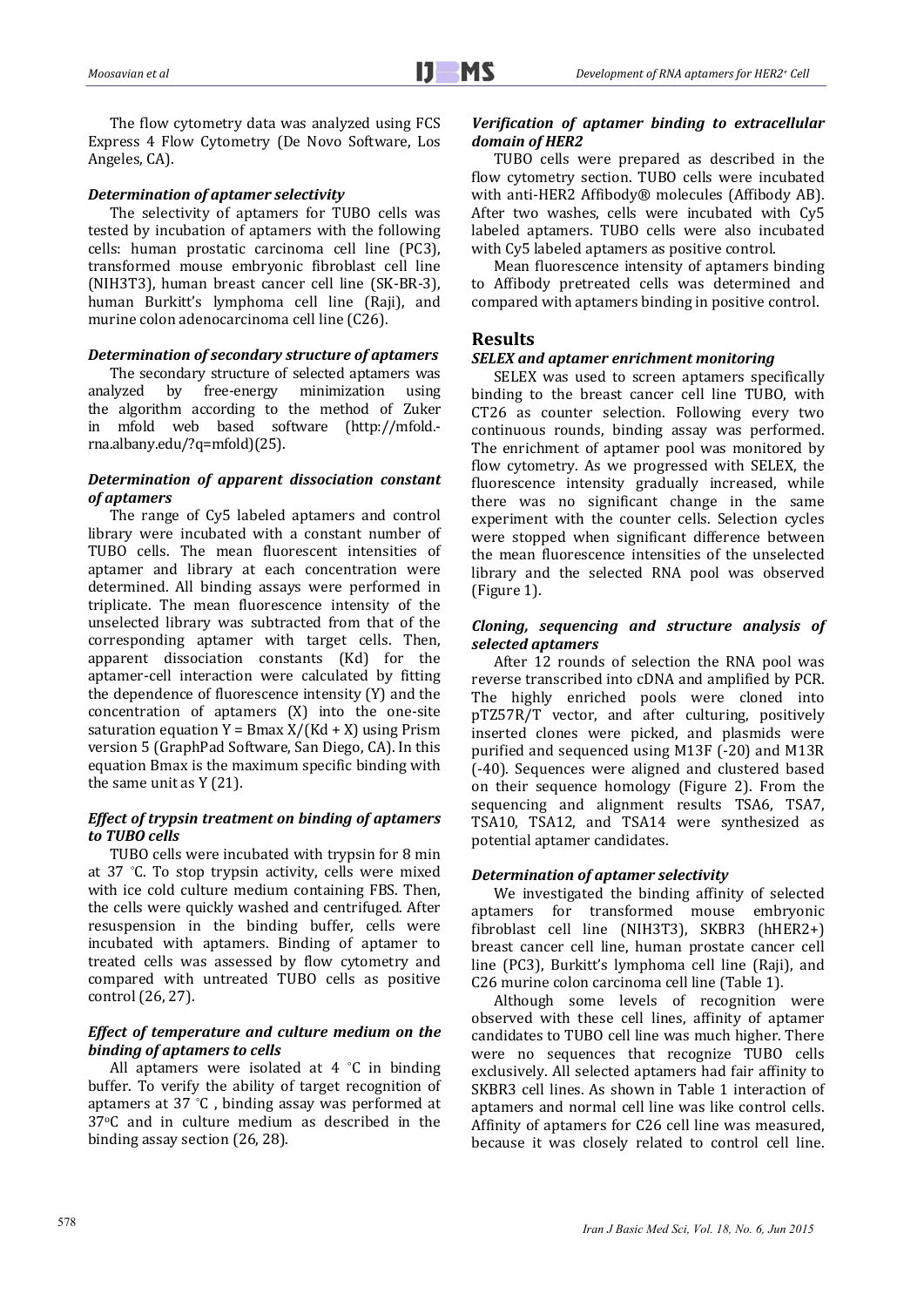The flow cytometry data was analyzed using FCS Express 4 Flow Cytometry (De Novo Software, Los Angeles, CA).

### *Determination of aptamer selectivity*

The selectivity of aptamers for TUBO cells was tested by incubation of aptamers with the following cells: human prostatic carcinoma cell line (PC3), transformed mouse embryonic fibroblast cell line (NIH3T3), human breast cancer cell line (SK-BR-3), human Burkitt's lymphoma cell line (Raji), and murine colon adenocarcinoma cell line (C26).

### *Determination of secondary structure of aptamers*

The secondary structure of selected aptamers was analyzed by free-energy minimization using the algorithm according to the method of Zuker in mfold web based software (http://mfold.rna.albany.edu/?q=mfold)(25).

### *Determination of apparent dissociation constant of aptamers*

The range of Cy5 labeled aptamers and control library were incubated with a constant number of TUBO cells. The mean fluorescent intensities of aptamer and library at each concentration were determined. All binding assays were performed in triplicate. The mean fluorescence intensity of the unselected library was subtracted from that of the corresponding aptamer with target cells. Then, apparent dissociation constants (Kd) for the aptamer-cell interaction were calculated by fitting the dependence of fluorescence intensity (Y) and the concentration of aptamers (X) into the one-site saturation equation $Y = Bmax\ X/(Kd + X)$ using Prism version 5 (GraphPad Software, San Diego, CA). In this equation Bmax is the maximum specific binding with the same unit as Y (21).

### *Effect of trypsin treatment on binding of aptamers to TUBO cells*

TUBO cells were incubated with trypsin for 8 min at 37 °C. To stop trypsin activity, cells were mixed with ice cold culture medium containing FBS. Then, the cells were quickly washed and centrifuged. After resuspension in the binding buffer, cells were incubated with aptamers. Binding of aptamer to treated cells was assessed by flow cytometry and compared with untreated TUBO cells as positive control (26, 27).

### *Effect of temperature and culture medium on the binding of aptamers to cells*

All aptamers were isolated at 4 °C in binding buffer. To verify the ability of target recognition of aptamers at 37 °C , binding assay was performed at 37°C and in culture medium as described in the binding assay section (26, 28).

### *Verification of aptamer binding to extracellular domain of HER2*

TUBO cells were prepared as described in the flow cytometry section. TUBO cells were incubated with anti-HER2 Affibody® molecules (Affibody AB). After two washes, cells were incubated with Cy5 labeled aptamers. TUBO cells were also incubated with Cy5 labeled aptamers as positive control.

Mean fluorescence intensity of aptamers binding to Affibody pretreated cells was determined and compared with aptamers binding in positive control.

## Results

### *SELEX and aptamer enrichment monitoring*

SELEX was used to screen aptamers specifically binding to the breast cancer cell line TUBO, with CT26 as counter selection. Following every two continuous rounds, binding assay was performed. The enrichment of aptamer pool was monitored by flow cytometry. As we progressed with SELEX, the fluorescence intensity gradually increased, while there was no significant change in the same experiment with the counter cells. Selection cycles were stopped when significant difference between the mean fluorescence intensities of the unselected library and the selected RNA pool was observed (Figure 1).

### *Cloning, sequencing and structure analysis of selected aptamers*

After 12 rounds of selection the RNA pool was reverse transcribed into cDNA and amplified by PCR. The highly enriched pools were cloned into pTZ57R/T vector, and after culturing, positively inserted clones were picked, and plasmids were purified and sequenced using M13F (-20) and M13R (-40). Sequences were aligned and clustered based on their sequence homology (Figure 2). From the sequencing and alignment results TSA6, TSA7, TSA10, TSA12, and TSA14 were synthesized as potential aptamer candidates.

### *Determination of aptamer selectivity*

We investigated the binding affinity of selected aptamers for transformed mouse embryonic fibroblast cell line (NIH3T3), SKBR3 (hHER2+) breast cancer cell line, human prostate cancer cell line (PC3), Burkitt's lymphoma cell line (Raji), and C26 murine colon carcinoma cell line (Table 1).

Although some levels of recognition were observed with these cell lines, affinity of aptamer candidates to TUBO cell line was much higher. There were no sequences that recognize TUBO cells exclusively. All selected aptamers had fair affinity to SKBR3 cell lines. As shown in Table 1 interaction of aptamers and normal cell line was like control cells. Affinity of aptamers for C26 cell line was measured, because it was closely related to control cell line.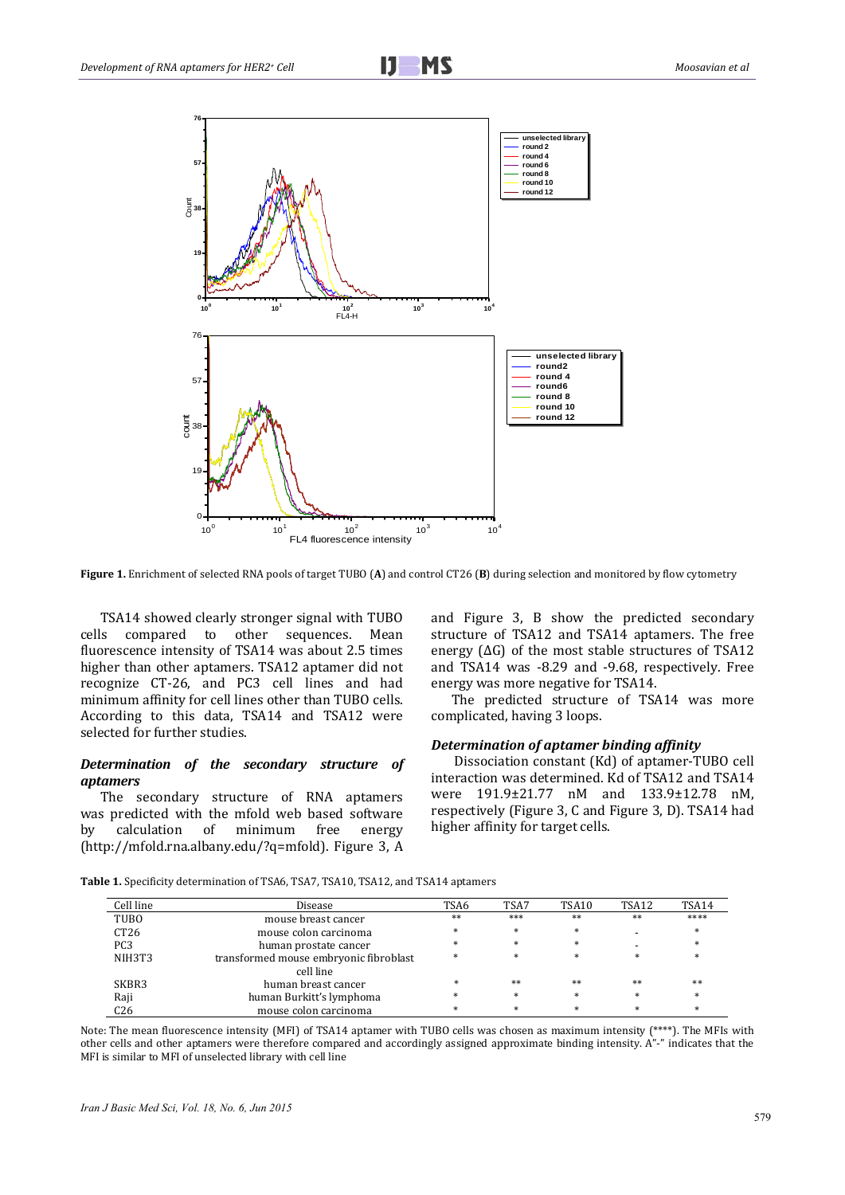Figure 1. Enrichment of selected RNA pools of target TUBO (**A**) and control CT26 (**B**) during selection and monitored by flow cytometry

TSA14 showed clearly stronger signal with TUBO cells compared to other sequences. Mean fluorescence intensity of TSA14 was about 2.5 times higher than other aptamers. TSA12 aptamer did not recognize CT-26, and PC3 cell lines and had minimum affinity for cell lines other than TUBO cells. According to this data, TSA14 and TSA12 were selected for further studies.

### *Determination of the secondary structure of aptamers*

The secondary structure of RNA aptamers was predicted with the mfold web based software by calculation of minimum free energy (http://mfold.rna.albany.edu/?q=mfold). Figure 3, A and Figure 3, B show the predicted secondary structure of TSA12 and TSA14 aptamers. The free energy (ΔG) of the most stable structures of TSA12 and TSA14 was -8.29 and -9.68, respectively. Free energy was more negative for TSA14.

The predicted structure of TSA14 was more complicated, having 3 loops.

### *Determination of aptamer binding affinity*

Dissociation constant (Kd) of aptamer-TUBO cell interaction was determined. Kd of TSA12 and TSA14 were 191.9±21.77 nM and 133.9±12.78 nM, respectively (Figure 3, C and Figure 3, D). TSA14 had higher affinity for target cells.

**Table 1.** Specificity determination of TSA6, TSA7, TSA10, TSA12, and TSA14 aptamers

| Cell line | Disease | TSA6 | TSA7 | TSA10 | TSA12 | TSA14 |
|---|---|---|---|---|---|---|
| TUBO | mouse breast cancer | ** | *** | ** | ** | **** |
| CT26 | mouse colon carcinoma | * | * | * | - | * |
| PC3 | human prostate cancer | * | * | * | - | * |
| NIH3T3 | transformed mouse embryonic fibroblast cell line | * | * | * | * | * |
| SKBR3 | human breast cancer | * | ** | ** | ** | ** |
| Raji | human Burkitt's lymphoma | * | * | * | * | * |
| C26 | mouse colon carcinoma | * | * | * | * | * |

Note: The mean fluorescence intensity (MFI) of TSA14 aptamer with TUBO cells was chosen as maximum intensity (****). The MFIs with other cells and other aptamers were therefore compared and accordingly assigned approximate binding intensity. A"-" indicates that the MFI is similar to MFI of unselected library with cell line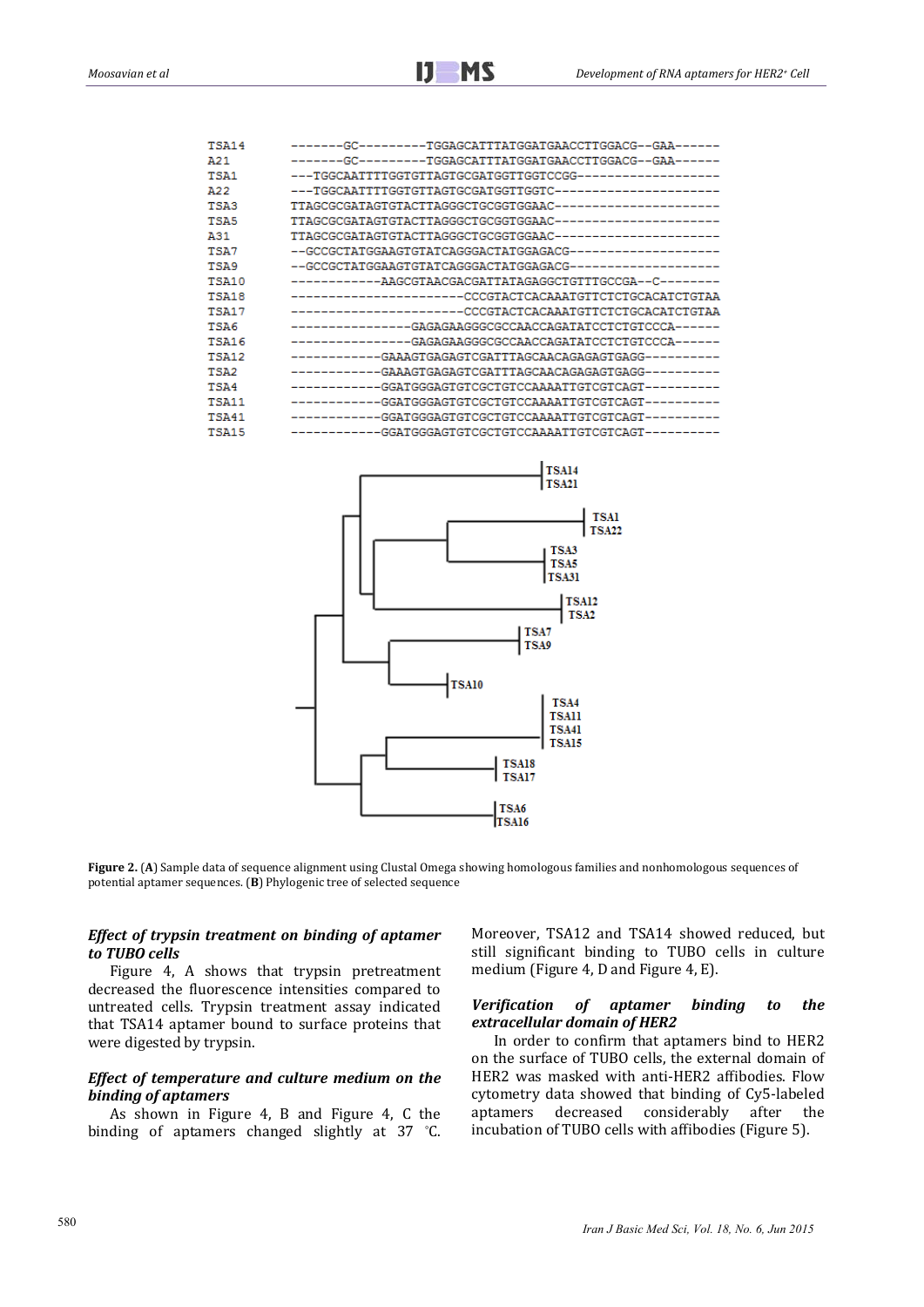```
TSA14    -------GC---------TGGAGCATTTATGGATGAACCTTGGACG--GAA------
A21      -------GC---------TGGAGCATTTATGGATGAACCTTGGACG--GAA------
TSA1     ---TGGCAATTTTGGTGTTAGTGCGATGGTTGGTCCGG-------------------
A22      ---TGGCAATTTTGGTGTTAGTGCGATGGTTGGTC----------------------
TSA3     TTAGCGCGATAGTGTACTTAGGGCTGCGGTGGAAC----------------------
TSA5     TTAGCGCGATAGTGTACTTAGGGCTGCGGTGGAAC----------------------
A31      TTAGCGCGATAGTGTACTTAGGGCTGCGGTGGAAC----------------------
TSA7     --GCCGCTATGGAAGTGTATCAGGGACTATGGAGACG--------------------
TSA9     --GCCGCTATGGAAGTGTATCAGGGACTATGGAGACG--------------------
TSA10    ------------AAGCGTAACGACGATTATAGAGGCTGTTTGCCGA--C--------
TSA18    -----------------------CCCGTACTCACAAATGTTCTCTGCACATCTGTAA
TSA17    -----------------------CCCGTACTCACAAATGTTCTCTGCACATCTGTAA
TSA6     ----------------GAGAGAAGGGCGCCAACCAGATATCCTCTGTCCCA------
TSA16    ----------------GAGAGAAGGGCGCCAACCAGATATCCTCTGTCCCA------
TSA12    ------------GAAAGTGAGAGTCGATTTAGCAACAGAGAGTGAGG----------
TSA2     ------------GAAAGTGAGAGTCGATTTAGCAACAGAGAGTGAGG----------
TSA4     ------------GGATGGGAGTGTCGCTGTCCAAAATTGTCGTCAGT----------
TSA11    ------------GGATGGGAGTGTCGCTGTCCAAAATTGTCGTCAGT----------
TSA41    ------------GGATGGGAGTGTCGCTGTCCAAAATTGTCGTCAGT----------
TSA15    ------------GGATGGGAGTGTCGCTGTCCAAAATTGTCGTCAGT----------
```

**Figure 2.** (**A**) Sample data of sequence alignment using Clustal Omega showing homologous families and nonhomologous sequences of potential aptamer sequences. (**B**) Phylogenic tree of selected sequence

### *Effect of trypsin treatment on binding of aptamer to TUBO cells*

Figure 4, A shows that trypsin pretreatment decreased the fluorescence intensities compared to untreated cells. Trypsin treatment assay indicated that TSA14 aptamer bound to surface proteins that were digested by trypsin.

### *Effect of temperature and culture medium on the binding of aptamers*

As shown in Figure 4, B and Figure 4, C the binding of aptamers changed slightly at 37 °C. Moreover, TSA12 and TSA14 showed reduced, but still significant binding to TUBO cells in culture medium (Figure 4, D and Figure 4, E).

### *Verification of aptamer binding to the extracellular domain of HER2*

In order to confirm that aptamers bind to HER2 on the surface of TUBO cells, the external domain of HER2 was masked with anti-HER2 affibodies. Flow cytometry data showed that binding of Cy5-labeled aptamers decreased considerably after the incubation of TUBO cells with affibodies (Figure 5).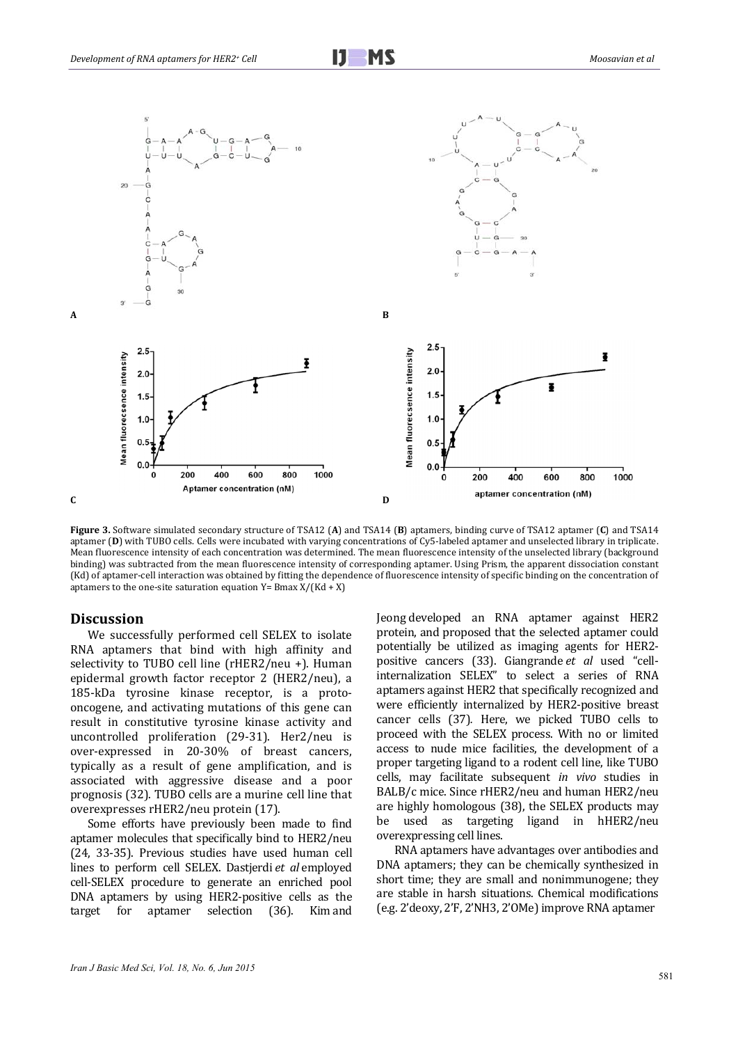**Figure 3.** Software simulated secondary structure of TSA12 (**A**) and TSA14 (**B**) aptamers, binding curve of TSA12 aptamer (**C**) and TSA14 aptamer (**D**) with TUBO cells. Cells were incubated with varying concentrations of Cy5-labeled aptamer and unselected library in triplicate. Mean fluorescence intensity of each concentration was determined. The mean fluorescence intensity of the unselected library (background binding) was subtracted from the mean fluorescence intensity of corresponding aptamer. Using Prism, the apparent dissociation constant (Kd) of aptamer-cell interaction was obtained by fitting the dependence of fluorescence intensity of specific binding on the concentration of aptamers to the one-site saturation equation Y= Bmax X/(Kd + X)

## Discussion

We successfully performed cell SELEX to isolate RNA aptamers that bind with high affinity and selectivity to TUBO cell line (rHER2/neu +). Human epidermal growth factor receptor 2 (HER2/neu), a 185-kDa tyrosine kinase receptor, is a proto-oncogene, and activating mutations of this gene can result in constitutive tyrosine kinase activity and uncontrolled proliferation (29-31). Her2/neu is over-expressed in 20-30% of breast cancers, typically as a result of gene amplification, and is associated with aggressive disease and a poor prognosis (32). TUBO cells are a murine cell line that overexpresses rHER2/neu protein (17).

Some efforts have previously been made to find aptamer molecules that specifically bind to HER2/neu (24, 33-35). Previous studies have used human cell lines to perform cell SELEX. Dastjerdi *et al* employed cell-SELEX procedure to generate an enriched pool DNA aptamers by using HER2-positive cells as the target for aptamer selection (36). Kim and Jeong developed an RNA aptamer against HER2 protein, and proposed that the selected aptamer could potentially be utilized as imaging agents for HER2-positive cancers (33). Giangrande *et al* used "cell-internalization SELEX" to select a series of RNA aptamers against HER2 that specifically recognized and were efficiently internalized by HER2-positive breast cancer cells (37). Here, we picked TUBO cells to proceed with the SELEX process. With no or limited access to nude mice facilities, the development of a proper targeting ligand to a rodent cell line, like TUBO cells, may facilitate subsequent *in vivo* studies in BALB/c mice. Since rHER2/neu and human HER2/neu are highly homologous (38), the SELEX products may be used as targeting ligand in hHER2/neu overexpressing cell lines.

RNA aptamers have advantages over antibodies and DNA aptamers; they can be chemically synthesized in short time; they are small and nonimmunogene; they are stable in harsh situations. Chemical modifications (e.g. 2'deoxy, 2'F, 2'NH3, 2'OMe) improve RNA aptamer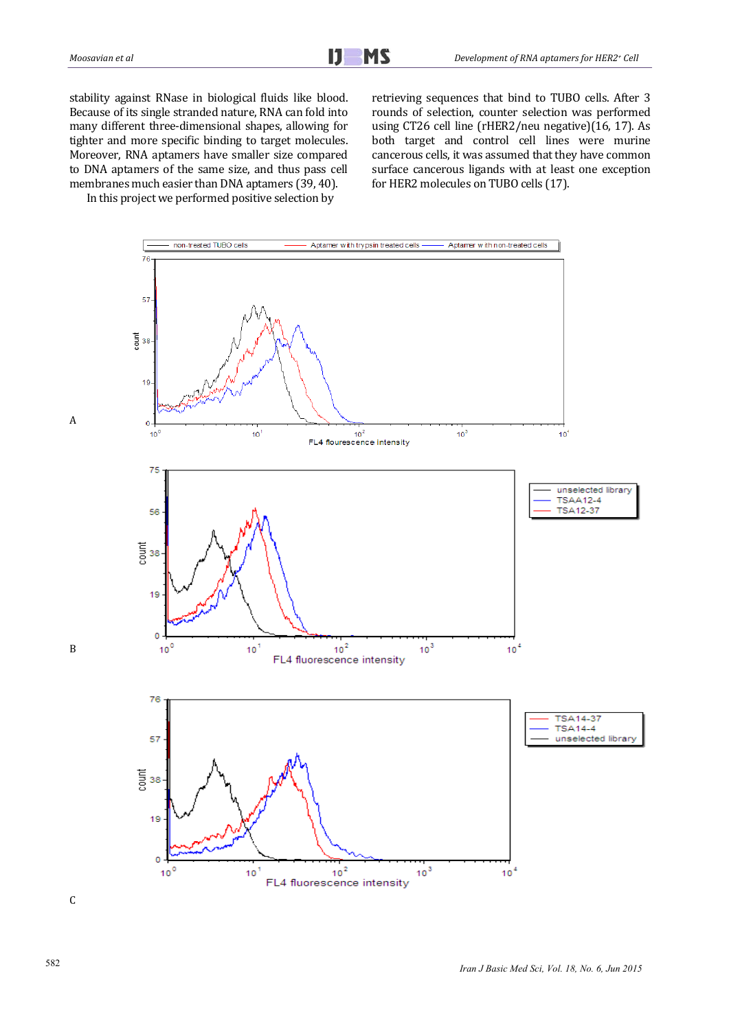stability against RNase in biological fluids like blood. Because of its single stranded nature, RNA can fold into many different three-dimensional shapes, allowing for tighter and more specific binding to target molecules. Moreover, RNA aptamers have smaller size compared to DNA aptamers of the same size, and thus pass cell membranes much easier than DNA aptamers (39, 40).

In this project we performed positive selection by retrieving sequences that bind to TUBO cells. After 3 rounds of selection, counter selection was performed using CT26 cell line (rHER2/neu negative)(16, 17). As both target and control cell lines were murine cancerous cells, it was assumed that they have common surface cancerous ligands with at least one exception for HER2 molecules on TUBO cells (17).

A

B

C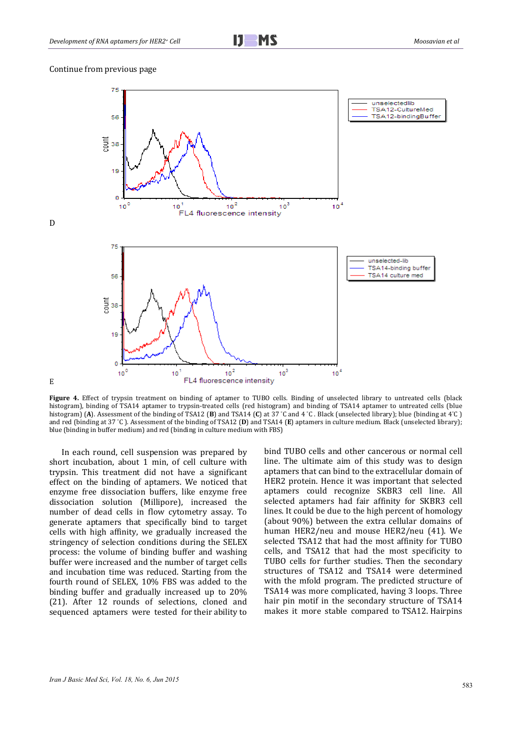Continue from previous page

D

E

**Figure 4.** Effect of trypsin treatment on binding of aptamer to TUBO cells. Binding of unselected library to untreated cells (black histogram), binding of TSA14 aptamer to trypsin-treated cells (red histogram) and binding of TSA14 aptamer to untreated cells (blue histogram) (**A**). Assessment of the binding of TSA12 (**B**) and TSA14 (**C**) at 37 ˚C and 4 ˚C . Black (unselected library); blue (binding at 4℃ ) and red (binding at 37 ˚C ). Assessment of the binding of TSA12 (**D**) and TSA14 (**E**) aptamers in culture medium. Black (unselected library); blue (binding in buffer medium) and red (binding in culture medium with FBS)

In each round, cell suspension was prepared by short incubation, about 1 min, of cell culture with trypsin. This treatment did not have a significant effect on the binding of aptamers. We noticed that enzyme free dissociation buffers, like enzyme free dissociation solution (Millipore), increased the number of dead cells in flow cytometry assay. To generate aptamers that specifically bind to target cells with high affinity, we gradually increased the stringency of selection conditions during the SELEX process: the volume of binding buffer and washing buffer were increased and the number of target cells and incubation time was reduced. Starting from the fourth round of SELEX, 10% FBS was added to the binding buffer and gradually increased up to 20% (21). After 12 rounds of selections, cloned and sequenced aptamers were tested for their ability to bind TUBO cells and other cancerous or normal cell line. The ultimate aim of this study was to design aptamers that can bind to the extracellular domain of HER2 protein. Hence it was important that selected aptamers could recognize SKBR3 cell line. All selected aptamers had fair affinity for SKBR3 cell lines. It could be due to the high percent of homology (about 90%) between the extra cellular domains of human HER2/neu and mouse HER2/neu (41). We selected TSA12 that had the most affinity for TUBO cells, and TSA12 that had the most specificity to TUBO cells for further studies. Then the secondary structures of TSA12 and TSA14 were determined with the mfold program. The predicted structure of TSA14 was more complicated, having 3 loops. Three hair pin motif in the secondary structure of TSA14 makes it more stable compared to TSA12. Hairpins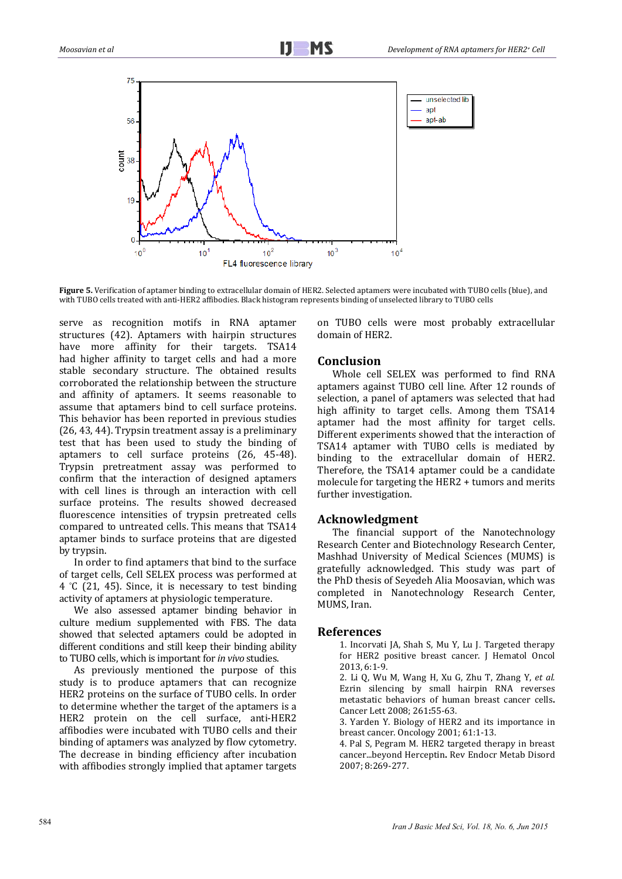**Figure 5.** Verification of aptamer binding to extracellular domain of HER2. Selected aptamers were incubated with TUBO cells (blue), and with TUBO cells treated with anti-HER2 affibodies. Black histogram represents binding of unselected library to TUBO cells

serve as recognition motifs in RNA aptamer structures (42). Aptamers with hairpin structures have more affinity for their targets. TSA14 had higher affinity to target cells and had a more stable secondary structure. The obtained results corroborated the relationship between the structure and affinity of aptamers. It seems reasonable to assume that aptamers bind to cell surface proteins. This behavior has been reported in previous studies (26, 43, 44). Trypsin treatment assay is a preliminary test that has been used to study the binding of aptamers to cell surface proteins (26, 45-48). Trypsin pretreatment assay was performed to confirm that the interaction of designed aptamers with cell lines is through an interaction with cell surface proteins. The results showed decreased fluorescence intensities of trypsin pretreated cells compared to untreated cells. This means that TSA14 aptamer binds to surface proteins that are digested by trypsin.

In order to find aptamers that bind to the surface of target cells, Cell SELEX process was performed at 4 °C (21, 45). Since, it is necessary to test binding activity of aptamers at physiologic temperature.

We also assessed aptamer binding behavior in culture medium supplemented with FBS. The data showed that selected aptamers could be adopted in different conditions and still keep their binding ability to TUBO cells, which is important for *in vivo* studies.

As previously mentioned the purpose of this study is to produce aptamers that can recognize HER2 proteins on the surface of TUBO cells. In order to determine whether the target of the aptamers is a HER2 protein on the cell surface, anti-HER2 affibodies were incubated with TUBO cells and their binding of aptamers was analyzed by flow cytometry. The decrease in binding efficiency after incubation with affibodies strongly implied that aptamer targets on TUBO cells were most probably extracellular domain of HER2.

## Conclusion

Whole cell SELEX was performed to find RNA aptamers against TUBO cell line. After 12 rounds of selection, a panel of aptamers was selected that had high affinity to target cells. Among them TSA14 aptamer had the most affinity for target cells. Different experiments showed that the interaction of TSA14 aptamer with TUBO cells is mediated by binding to the extracellular domain of HER2. Therefore, the TSA14 aptamer could be a candidate molecule for targeting the HER2 + tumors and merits further investigation.

## Acknowledgment

The financial support of the Nanotechnology Research Center and Biotechnology Research Center, Mashhad University of Medical Sciences (MUMS) is gratefully acknowledged. This study was part of the PhD thesis of Seyedeh Alia Moosavian, which was completed in Nanotechnology Research Center, MUMS, Iran.

## References

1. Incorvati JA, Shah S, Mu Y, Lu J. Targeted therapy for HER2 positive breast cancer. J Hematol Oncol 2013, 6:1-9.
2. Li Q, Wu M, Wang H, Xu G, Zhu T, Zhang Y, *et al.* Ezrin silencing by small hairpin RNA reverses metastatic behaviors of human breast cancer cells. Cancer Lett 2008; 261:55-63.
3. Yarden Y. Biology of HER2 and its importance in breast cancer. Oncology 2001; 61:1-13.
4. Pal S, Pegram M. HER2 targeted therapy in breast cancer...beyond Herceptin. Rev Endocr Metab Disord 2007; 8:269-277.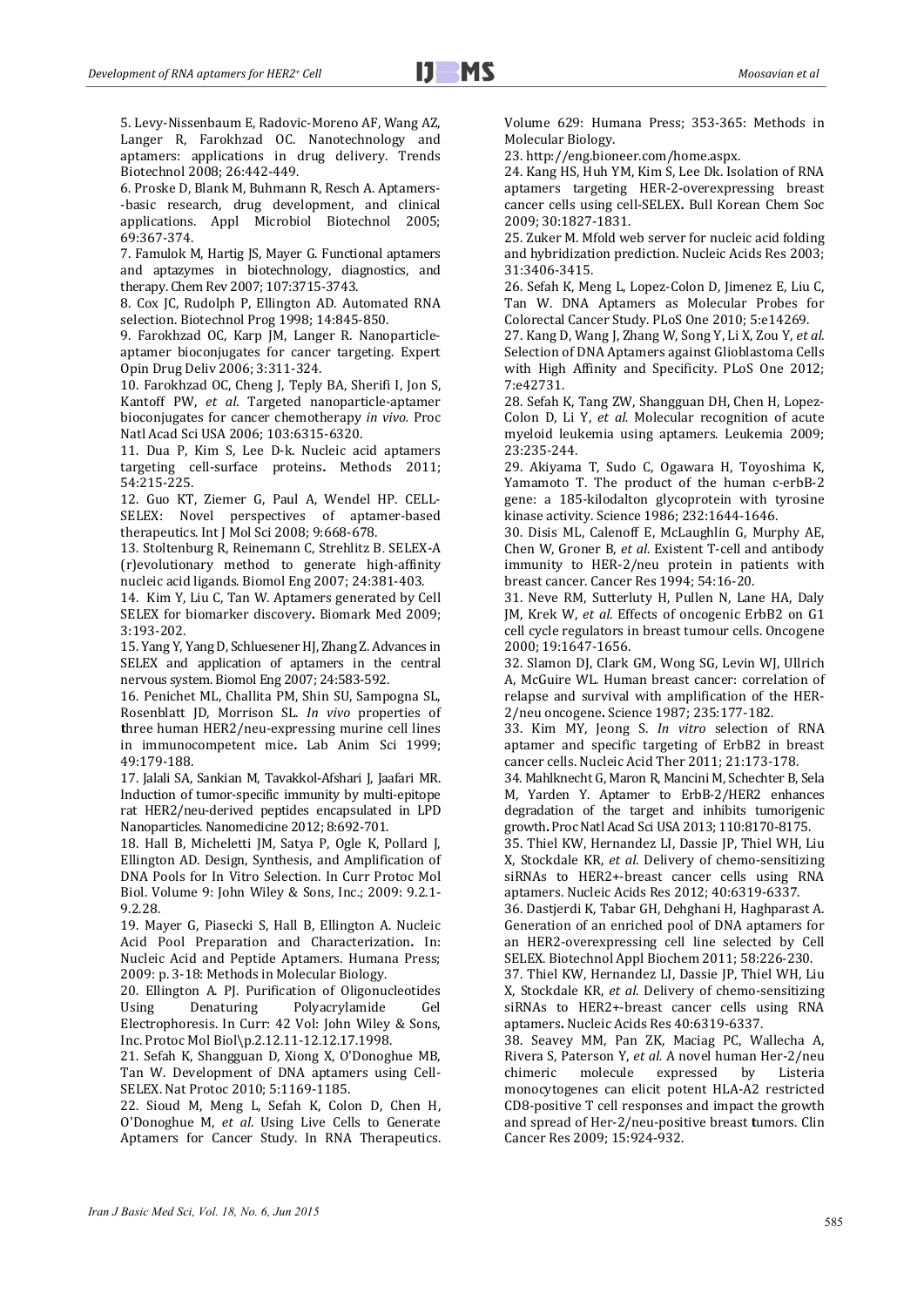5. Levy-Nissenbaum E, Radovic-Moreno AF, Wang AZ, Langer R, Farokhzad OC. Nanotechnology and aptamers: applications in drug delivery. Trends Biotechnol 2008; 26:442-449.

6. Proske D, Blank M, Buhmann R, Resch A. Aptamers--basic research, drug development, and clinical applications. Appl Microbiol Biotechnol 2005; 69:367-374.

7. Famulok M, Hartig JS, Mayer G. Functional aptamers and aptazymes in biotechnology, diagnostics, and therapy. Chem Rev 2007; 107:3715-3743.

8. Cox JC, Rudolph P, Ellington AD. Automated RNA selection. Biotechnol Prog 1998; 14:845-850.

9. Farokhzad OC, Karp JM, Langer R. Nanoparticle-aptamer bioconjugates for cancer targeting. Expert Opin Drug Deliv 2006; 3:311-324.

10. Farokhzad OC, Cheng J, Teply BA, Sherifi I, Jon S, Kantoff PW, *et al*. Targeted nanoparticle-aptamer bioconjugates for cancer chemotherapy *in vivo*. Proc Natl Acad Sci USA 2006; 103:6315-6320.

11. Dua P, Kim S, Lee D-k. Nucleic acid aptamers targeting cell-surface proteins**.** Methods 2011; 54:215-225.

12. Guo KT, Ziemer G, Paul A, Wendel HP. CELL-SELEX: Novel perspectives of aptamer-based therapeutics. Int J Mol Sci 2008; 9:668-678.

13. Stoltenburg R, Reinemann C, Strehlitz B. SELEX-A (r)evolutionary method to generate high-affinity nucleic acid ligands. Biomol Eng 2007; 24:381-403.

14. Kim Y, Liu C, Tan W. Aptamers generated by Cell SELEX for biomarker discovery**.** Biomark Med 2009; 3:193-202.

15. Yang Y, Yang D, Schluesener HJ, Zhang Z. Advances in SELEX and application of aptamers in the central nervous system. Biomol Eng 2007; 24:583-592.

16. Penichet ML, Challita PM, Shin SU, Sampogna SL, Rosenblatt JD, Morrison SL. *In vivo* properties of **t**hree human HER2/neu-expressing murine cell lines in immunocompetent mice**.** Lab Anim Sci 1999; 49:179-188.

17. Jalali SA, Sankian M, Tavakkol-Afshari J, Jaafari MR. Induction of tumor-specific immunity by multi-epitope rat HER2/neu-derived peptides encapsulated in LPD Nanoparticles. Nanomedicine 2012; 8:692-701.

18. Hall B, Micheletti JM, Satya P, Ogle K, Pollard J, Ellington AD. Design, Synthesis, and Amplification of DNA Pools for In Vitro Selection. In Curr Protoc Mol Biol. Volume 9: John Wiley & Sons, Inc.; 2009: 9.2.1-9.2.28.

19. Mayer G, Piasecki S, Hall B, Ellington A. Nucleic Acid Pool Preparation and Characterization**.** In: Nucleic Acid and Peptide Aptamers. Humana Press; 2009: p. 3-18: Methods in Molecular Biology.

20. Ellington A. PJ. Purification of Oligonucleotides Using Denaturing Polyacrylamide Gel Electrophoresis. In Curr: 42 Vol: John Wiley & Sons, Inc. Protoc Mol Biol\p.2.12.11-12.12.17.1998.

21. Sefah K, Shangguan D, Xiong X, O'Donoghue MB, Tan W. Development of DNA aptamers using Cell-SELEX. Nat Protoc 2010; 5:1169-1185.

22. Sioud M, Meng L, Sefah K, Colon D, Chen H, O'Donoghue M, *et al*. Using Live Cells to Generate Aptamers for Cancer Study. In RNA Therapeutics. Volume 629: Humana Press; 353-365: Methods in Molecular Biology.

23. http://eng.bioneer.com/home.aspx.

24. Kang HS, Huh YM, Kim S, Lee Dk. Isolation of RNA aptamers targeting HER-2-overexpressing breast cancer cells using cell-SELEX**.** Bull Korean Chem Soc 2009; 30:1827-1831.

25. Zuker M. Mfold web server for nucleic acid folding and hybridization prediction. Nucleic Acids Res 2003; 31:3406-3415.

26. Sefah K, Meng L, Lopez-Colon D, Jimenez E, Liu C, Tan W. DNA Aptamers as Molecular Probes for Colorectal Cancer Study. PLoS One 2010; 5:e14269.

27. Kang D, Wang J, Zhang W, Song Y, Li X, Zou Y, *et al.* Selection of DNA Aptamers against Glioblastoma Cells with High Affinity and Specificity. PLoS One 2012; 7:e42731.

28. Sefah K, Tang ZW, Shangguan DH, Chen H, Lopez-Colon D, Li Y, *et al.* Molecular recognition of acute myeloid leukemia using aptamers. Leukemia 2009; 23:235-244.

29. Akiyama T, Sudo C, Ogawara H, Toyoshima K, Yamamoto T. The product of the human c-erbB-2 gene: a 185-kilodalton glycoprotein with tyrosine kinase activity. Science 1986; 232:1644-1646.

30. Disis ML, Calenoff E, McLaughlin G, Murphy AE, Chen W, Groner B, *et al*. Existent T-cell and antibody immunity to HER-2/neu protein in patients with breast cancer. Cancer Res 1994; 54:16-20.

31. Neve RM, Sutterluty H, Pullen N, Lane HA, Daly JM, Krek W, *et al.* Effects of oncogenic ErbB2 on G1 cell cycle regulators in breast tumour cells. Oncogene 2000; 19:1647-1656.

32. Slamon DJ, Clark GM, Wong SG, Levin WJ, Ullrich A, McGuire WL. Human breast cancer: correlation of relapse and survival with amplification of the HER-2/neu oncogene**.** Science 1987; 235:177-182.

33. Kim MY, Jeong S. *In vitro* selection of RNA aptamer and specific targeting of ErbB2 in breast cancer cells. Nucleic Acid Ther 2011; 21:173-178.

34. Mahlknecht G, Maron R, Mancini M, Schechter B, Sela M, Yarden Y. Aptamer to ErbB-2/HER2 enhances degradation of the target and inhibits tumorigenic growth**.** Proc Natl Acad Sci USA 2013; 110:8170-8175.

35. Thiel KW, Hernandez LI, Dassie JP, Thiel WH, Liu X, Stockdale KR, *et al*. Delivery of chemo-sensitizing siRNAs to HER2+-breast cancer cells using RNA aptamers. Nucleic Acids Res 2012; 40:6319-6337.

36. Dastjerdi K, Tabar GH, Dehghani H, Haghparast A. Generation of an enriched pool of DNA aptamers for an HER2-overexpressing cell line selected by Cell SELEX. Biotechnol Appl Biochem 2011; 58:226-230.

37. Thiel KW, Hernandez LI, Dassie JP, Thiel WH, Liu X, Stockdale KR, *et al*. Delivery of chemo-sensitizing siRNAs to HER2+-breast cancer cells using RNA aptamers**.** Nucleic Acids Res 40:6319-6337.

38. Seavey MM, Pan ZK, Maciag PC, Wallecha A, Rivera S, Paterson Y, *et al.* A novel human Her-2/neu chimeric molecule expressed by Listeria monocytogenes can elicit potent HLA-A2 restricted CD8-positive T cell responses and impact the growth and spread of Her-2/neu-positive breast **t**umors. Clin Cancer Res 2009; 15:924-932.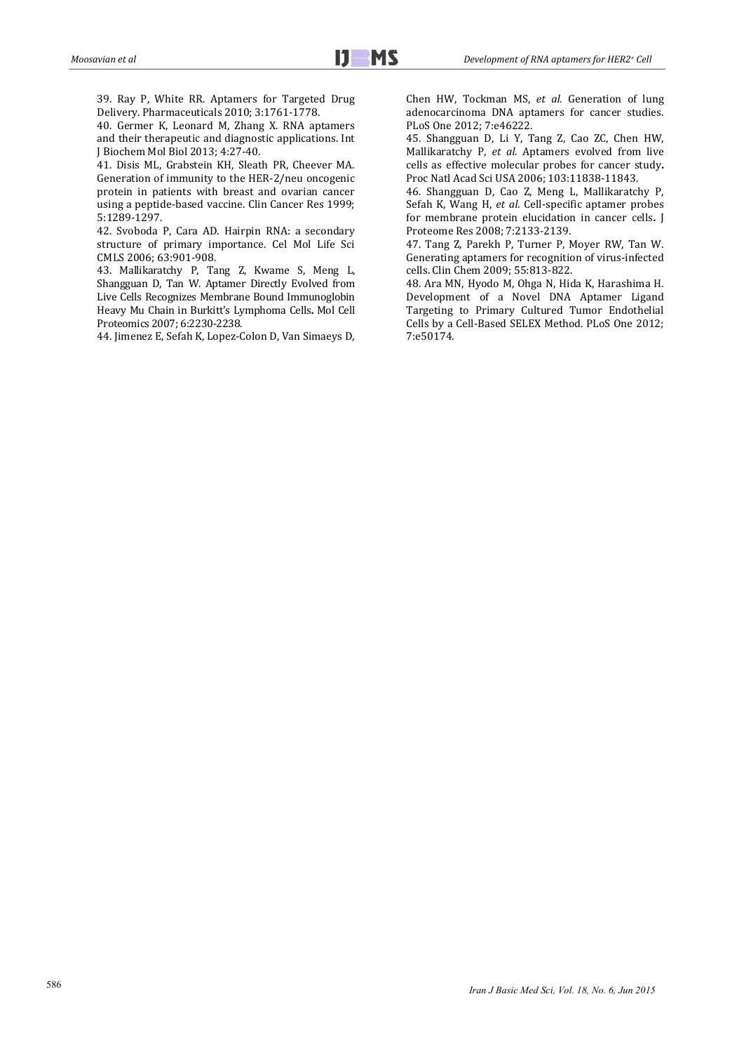39. Ray P, White RR. Aptamers for Targeted Drug Delivery. Pharmaceuticals 2010; 3:1761-1778.

40. Germer K, Leonard M, Zhang X. RNA aptamers and their therapeutic and diagnostic applications. Int J Biochem Mol Biol 2013; 4:27-40.

41. Disis ML, Grabstein KH, Sleath PR, Cheever MA. Generation of immunity to the HER-2/neu oncogenic protein in patients with breast and ovarian cancer using a peptide-based vaccine. Clin Cancer Res 1999; 5:1289-1297.

42. Svoboda P, Cara AD. Hairpin RNA: a secondary structure of primary importance. Cel Mol Life Sci CMLS 2006; 63:901-908.

43. Mallikaratchy P, Tang Z, Kwame S, Meng L, Shangguan D, Tan W. Aptamer Directly Evolved from Live Cells Recognizes Membrane Bound Immunoglobin Heavy Mu Chain in Burkitt's Lymphoma Cells**.** Mol Cell Proteomics 2007; 6:2230-2238.

44. Jimenez E, Sefah K, Lopez-Colon D, Van Simaeys D, Chen HW, Tockman MS, *et al*. Generation of lung adenocarcinoma DNA aptamers for cancer studies. PLoS One 2012; 7:e46222.

45. Shangguan D, Li Y, Tang Z, Cao ZC, Chen HW, Mallikaratchy P, *et al*. Aptamers evolved from live cells as effective molecular probes for cancer study**.** Proc Natl Acad Sci USA 2006; 103:11838-11843.

46. Shangguan D, Cao Z, Meng L, Mallikaratchy P, Sefah K, Wang H, *et al*. Cell-specific aptamer probes for membrane protein elucidation in cancer cells**.** J Proteome Res 2008; 7:2133-2139.

47. Tang Z, Parekh P, Turner P, Moyer RW, Tan W. Generating aptamers for recognition of virus-infected cells. Clin Chem 2009; 55:813-822.

48. Ara MN, Hyodo M, Ohga N, Hida K, Harashima H. Development of a Novel DNA Aptamer Ligand Targeting to Primary Cultured Tumor Endothelial Cells by a Cell-Based SELEX Method. PLoS One 2012; 7:e50174.